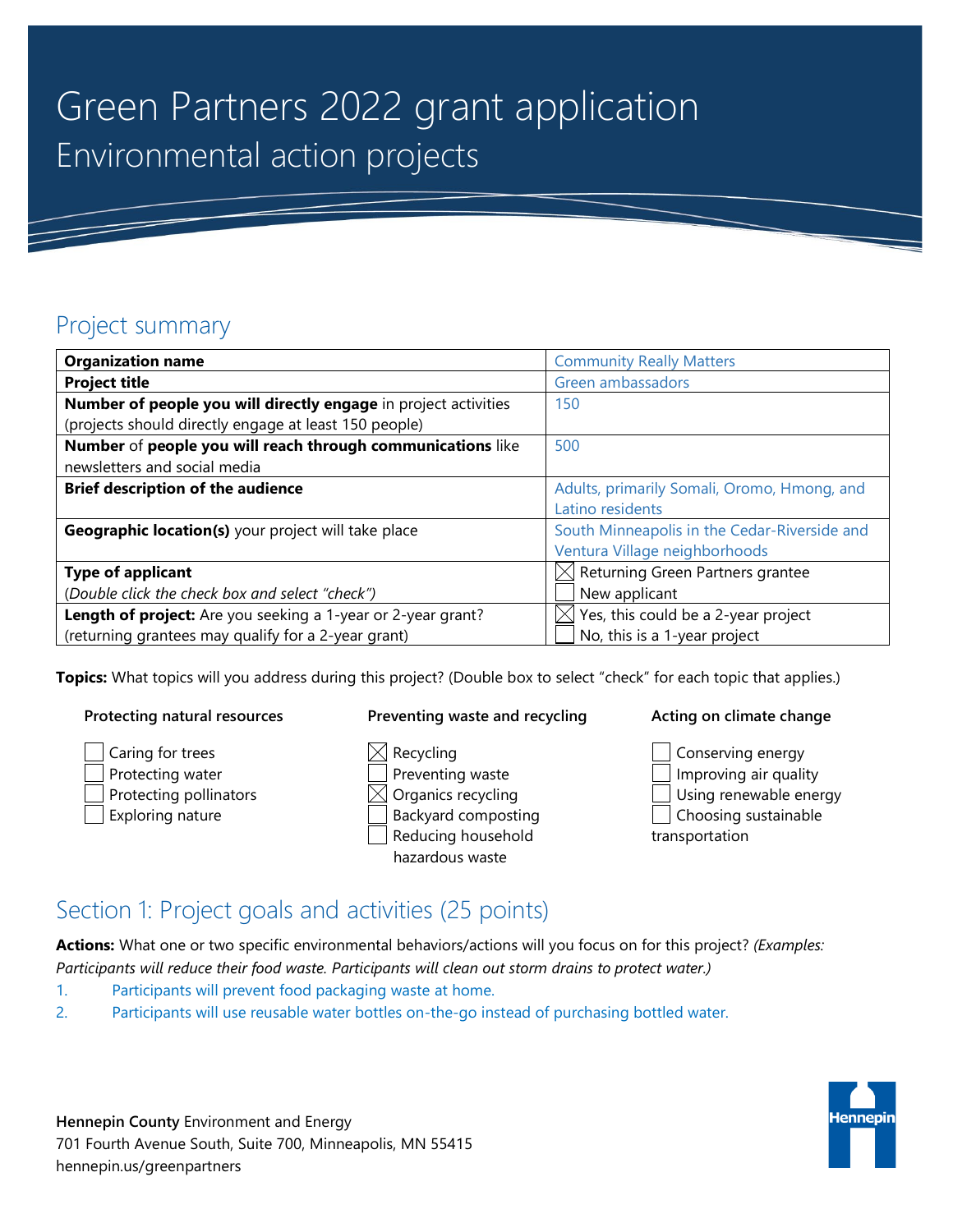# Green Partners 2022 grant application

## Environmental action projects

## Project summary

| | |
|---|---|
| **Organization name** | Community Really Matters |
| **Project title** | Green ambassadors |
| **Number of people you will directly engage** in project activities (projects should directly engage at least 150 people) | 150 |
| **Number** of **people you will reach through communications** like newsletters and social media | 500 |
| **Brief description of the audience** | Adults, primarily Somali, Oromo, Hmong, and Latino residents |
| **Geographic location(s)** your project will take place | South Minneapolis in the Cedar-Riverside and Ventura Village neighborhoods |
| **Type of applicant** (*Double click the check box and select "check"*) | ☒ Returning Green Partners grantee<br>☐ New applicant |
| **Length of project:** Are you seeking a 1-year or 2-year grant? (returning grantees may qualify for a 2-year grant) | ☒ Yes, this could be a 2-year project<br>☐ No, this is a 1-year project |

**Topics:** What topics will you address during this project? (Double box to select "check" for each topic that applies.)

**Protecting natural resources**

- ☐ Caring for trees
- ☐ Protecting water
- ☐ Protecting pollinators
- ☐ Exploring nature

**Preventing waste and recycling**

- ☒ Recycling
- ☐ Preventing waste
- ☒ Organics recycling
- ☐ Backyard composting
- ☐ Reducing household hazardous waste

**Acting on climate change**

- ☐ Conserving energy
- ☐ Improving air quality
- ☐ Using renewable energy
- ☐ Choosing sustainable transportation

## Section 1: Project goals and activities (25 points)

**Actions:** What one or two specific environmental behaviors/actions will you focus on for this project? *(Examples: Participants will reduce their food waste. Participants will clean out storm drains to protect water.)*

1. Participants will prevent food packaging waste at home.
2. Participants will use reusable water bottles on-the-go instead of purchasing bottled water.

**Hennepin County** Environment and Energy
701 Fourth Avenue South, Suite 700, Minneapolis, MN 55415
hennepin.us/greenpartners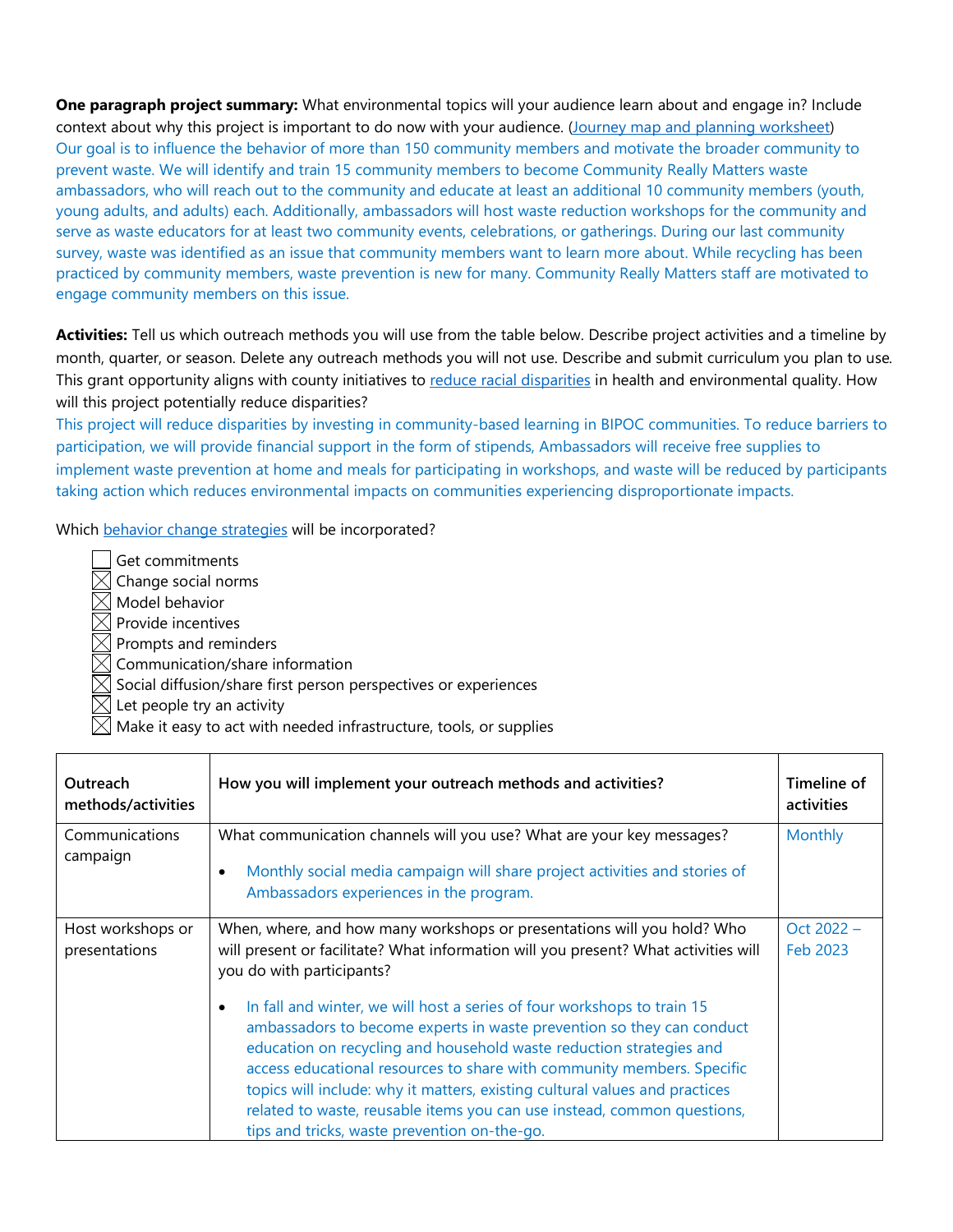**One paragraph project summary:** What environmental topics will your audience learn about and engage in? Include context about why this project is important to do now with your audience. (Journey map and planning worksheet)
Our goal is to influence the behavior of more than 150 community members and motivate the broader community to prevent waste. We will identify and train 15 community members to become Community Really Matters waste ambassadors, who will reach out to the community and educate at least an additional 10 community members (youth, young adults, and adults) each. Additionally, ambassadors will host waste reduction workshops for the community and serve as waste educators for at least two community events, celebrations, or gatherings. During our last community survey, waste was identified as an issue that community members want to learn more about. While recycling has been practiced by community members, waste prevention is new for many. Community Really Matters staff are motivated to engage community members on this issue.

**Activities:** Tell us which outreach methods you will use from the table below. Describe project activities and a timeline by month, quarter, or season. Delete any outreach methods you will not use. Describe and submit curriculum you plan to use. This grant opportunity aligns with county initiatives to reduce racial disparities in health and environmental quality. How will this project potentially reduce disparities?
This project will reduce disparities by investing in community-based learning in BIPOC communities. To reduce barriers to participation, we will provide financial support in the form of stipends, Ambassadors will receive free supplies to implement waste prevention at home and meals for participating in workshops, and waste will be reduced by participants taking action which reduces environmental impacts on communities experiencing disproportionate impacts.

Which behavior change strategies will be incorporated?

- ☐ Get commitments
- ☒ Change social norms
- ☒ Model behavior
- ☒ Provide incentives
- ☒ Prompts and reminders
- ☒ Communication/share information
- ☒ Social diffusion/share first person perspectives or experiences
- ☒ Let people try an activity
- ☒ Make it easy to act with needed infrastructure, tools, or supplies

| Outreach methods/activities | How you will implement your outreach methods and activities? | Timeline of activities |
|---|---|---|
| Communications campaign | What communication channels will you use? What are your key messages?<br>• Monthly social media campaign will share project activities and stories of Ambassadors experiences in the program. | Monthly |
| Host workshops or presentations | When, where, and how many workshops or presentations will you hold? Who will present or facilitate? What information will you present? What activities will you do with participants?<br>• In fall and winter, we will host a series of four workshops to train 15 ambassadors to become experts in waste prevention so they can conduct education on recycling and household waste reduction strategies and access educational resources to share with community members. Specific topics will include: why it matters, existing cultural values and practices related to waste, reusable items you can use instead, common questions, tips and tricks, waste prevention on-the-go. | Oct 2022 – Feb 2023 |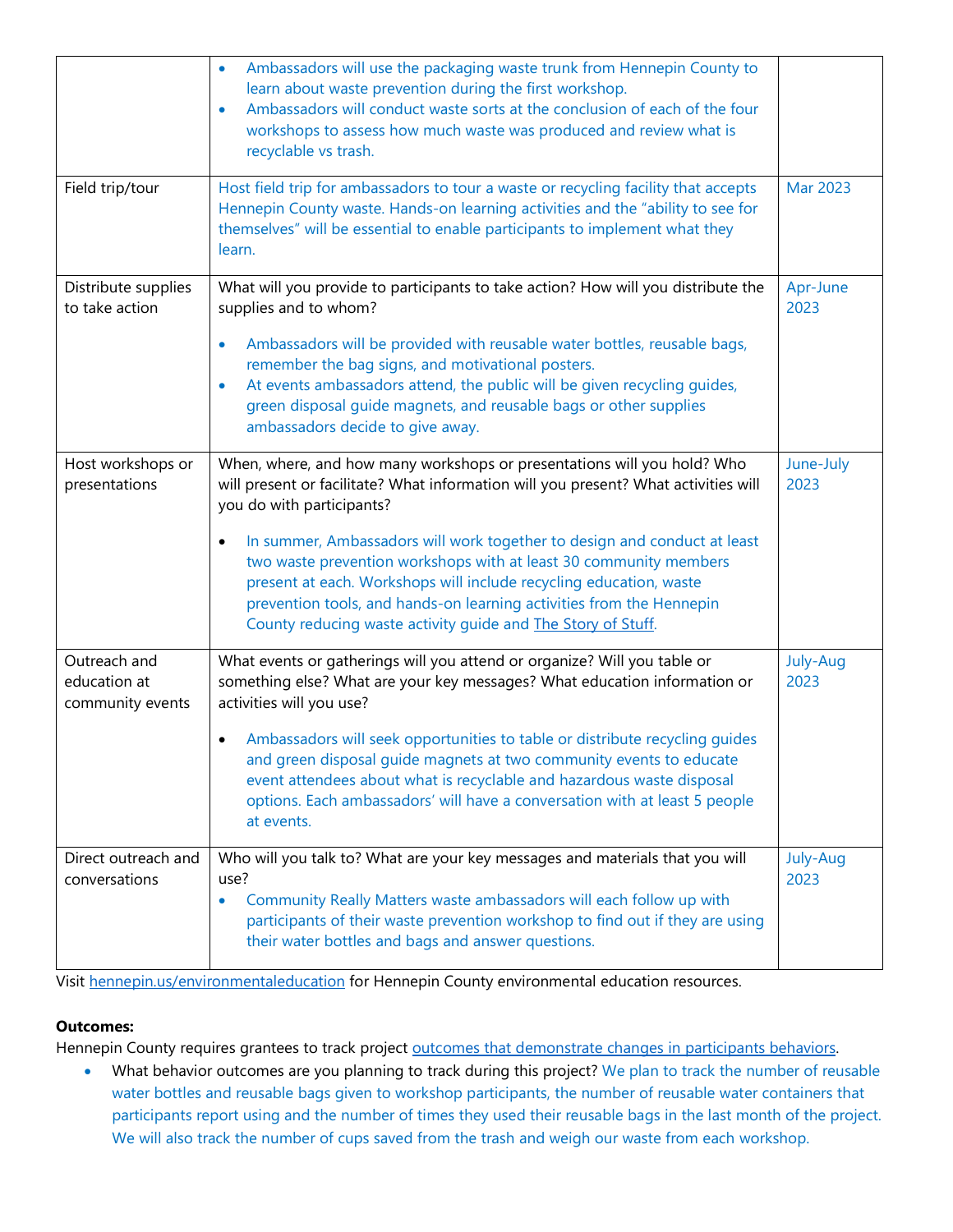| | | |
|---|---|---|
| | • Ambassadors will use the packaging waste trunk from Hennepin County to learn about waste prevention during the first workshop.<br>• Ambassadors will conduct waste sorts at the conclusion of each of the four workshops to assess how much waste was produced and review what is recyclable vs trash. | |
| Field trip/tour | Host field trip for ambassadors to tour a waste or recycling facility that accepts Hennepin County waste. Hands-on learning activities and the "ability to see for themselves" will be essential to enable participants to implement what they learn. | Mar 2023 |
| Distribute supplies to take action | What will you provide to participants to take action? How will you distribute the supplies and to whom?<br>• Ambassadors will be provided with reusable water bottles, reusable bags, remember the bag signs, and motivational posters.<br>• At events ambassadors attend, the public will be given recycling guides, green disposal guide magnets, and reusable bags or other supplies ambassadors decide to give away. | Apr-June 2023 |
| Host workshops or presentations | When, where, and how many workshops or presentations will you hold? Who will present or facilitate? What information will you present? What activities will you do with participants?<br>• In summer, Ambassadors will work together to design and conduct at least two waste prevention workshops with at least 30 community members present at each. Workshops will include recycling education, waste prevention tools, and hands-on learning activities from the Hennepin County reducing waste activity guide and The Story of Stuff. | June-July 2023 |
| Outreach and education at community events | What events or gatherings will you attend or organize? Will you table or something else? What are your key messages? What education information or activities will you use?<br>• Ambassadors will seek opportunities to table or distribute recycling guides and green disposal guide magnets at two community events to educate event attendees about what is recyclable and hazardous waste disposal options. Each ambassadors' will have a conversation with at least 5 people at events. | July-Aug 2023 |
| Direct outreach and conversations | Who will you talk to? What are your key messages and materials that you will use?<br>• Community Really Matters waste ambassadors will each follow up with participants of their waste prevention workshop to find out if they are using their water bottles and bags and answer questions. | July-Aug 2023 |

Visit hennepin.us/environmentaleducation for Hennepin County environmental education resources.

**Outcomes:**

Hennepin County requires grantees to track project outcomes that demonstrate changes in participants behaviors.

- What behavior outcomes are you planning to track during this project? We plan to track the number of reusable water bottles and reusable bags given to workshop participants, the number of reusable water containers that participants report using and the number of times they used their reusable bags in the last month of the project. We will also track the number of cups saved from the trash and weigh our waste from each workshop.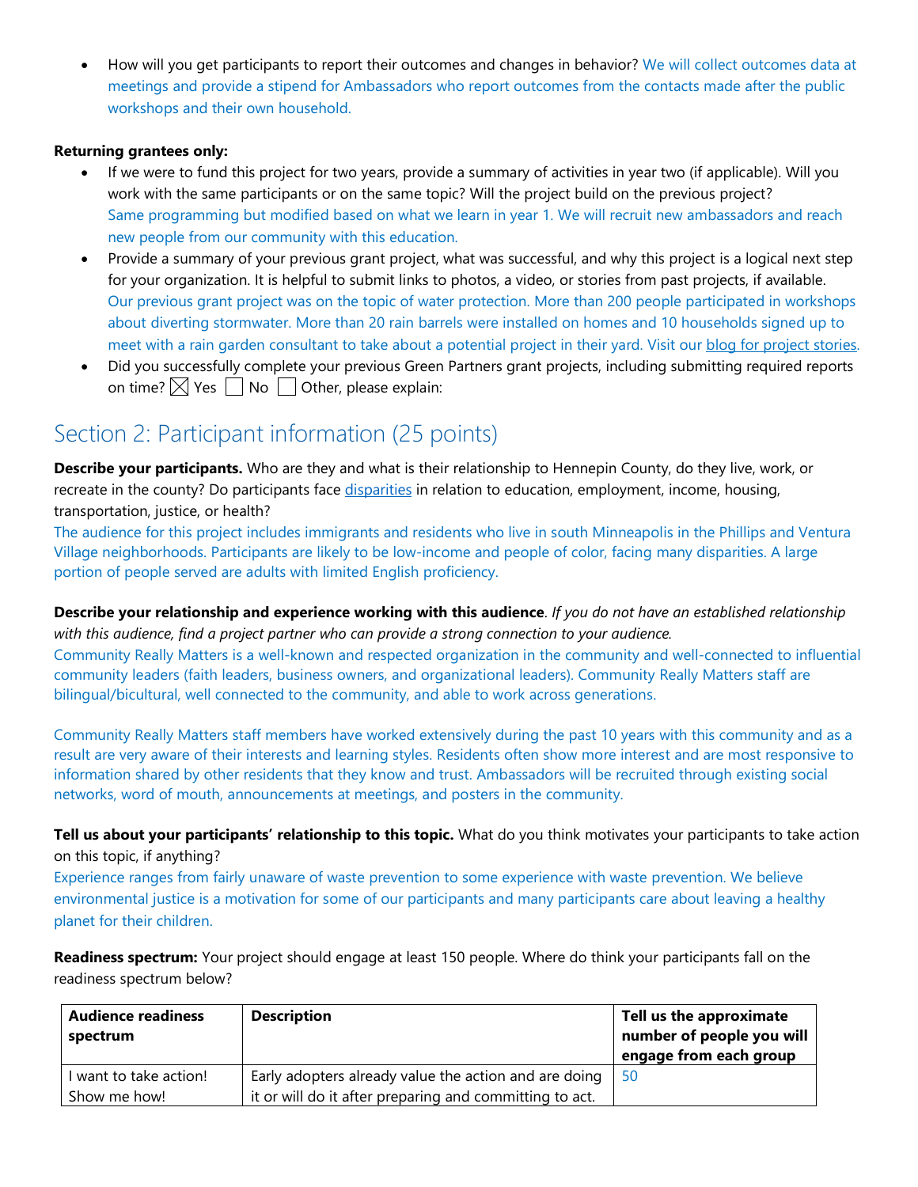- How will you get participants to report their outcomes and changes in behavior? We will collect outcomes data at meetings and provide a stipend for Ambassadors who report outcomes from the contacts made after the public workshops and their own household.

**Returning grantees only:**

- If we were to fund this project for two years, provide a summary of activities in year two (if applicable). Will you work with the same participants or on the same topic? Will the project build on the previous project? Same programming but modified based on what we learn in year 1. We will recruit new ambassadors and reach new people from our community with this education.
- Provide a summary of your previous grant project, what was successful, and why this project is a logical next step for your organization. It is helpful to submit links to photos, a video, or stories from past projects, if available. Our previous grant project was on the topic of water protection. More than 200 people participated in workshops about diverting stormwater. More than 20 rain barrels were installed on homes and 10 households signed up to meet with a rain garden consultant to take about a potential project in their yard. Visit our blog for project stories.
- Did you successfully complete your previous Green Partners grant projects, including submitting required reports on time? ☒ Yes ☐ No ☐ Other, please explain:

## Section 2: Participant information (25 points)

**Describe your participants.** Who are they and what is their relationship to Hennepin County, do they live, work, or recreate in the county? Do participants face disparities in relation to education, employment, income, housing, transportation, justice, or health?

The audience for this project includes immigrants and residents who live in south Minneapolis in the Phillips and Ventura Village neighborhoods. Participants are likely to be low-income and people of color, facing many disparities. A large portion of people served are adults with limited English proficiency.

**Describe your relationship and experience working with this audience**. *If you do not have an established relationship with this audience, find a project partner who can provide a strong connection to your audience.*

Community Really Matters is a well-known and respected organization in the community and well-connected to influential community leaders (faith leaders, business owners, and organizational leaders). Community Really Matters staff are bilingual/bicultural, well connected to the community, and able to work across generations.

Community Really Matters staff members have worked extensively during the past 10 years with this community and as a result are very aware of their interests and learning styles. Residents often show more interest and are most responsive to information shared by other residents that they know and trust. Ambassadors will be recruited through existing social networks, word of mouth, announcements at meetings, and posters in the community.

**Tell us about your participants' relationship to this topic.** What do you think motivates your participants to take action on this topic, if anything?

Experience ranges from fairly unaware of waste prevention to some experience with waste prevention. We believe environmental justice is a motivation for some of our participants and many participants care about leaving a healthy planet for their children.

**Readiness spectrum:** Your project should engage at least 150 people. Where do think your participants fall on the readiness spectrum below?

| Audience readiness spectrum | Description | Tell us the approximate number of people you will engage from each group |
|---|---|---|
| I want to take action! Show me how! | Early adopters already value the action and are doing it or will do it after preparing and committing to act. | 50 |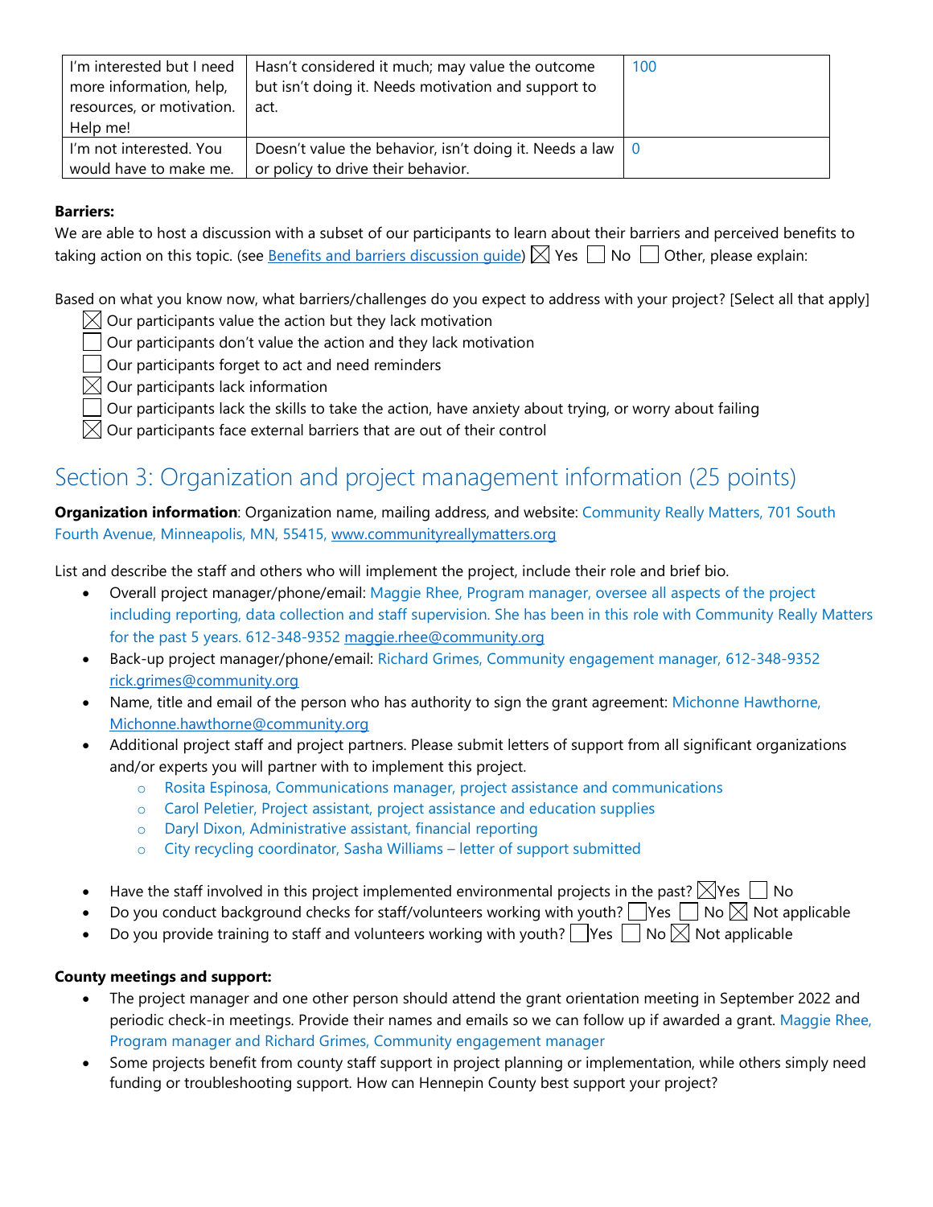| I'm interested but I need more information, help, resources, or motivation. Help me! | Hasn't considered it much; may value the outcome but isn't doing it. Needs motivation and support to act. | 100 |
| --- | --- | --- |
| I'm not interested. You would have to make me. | Doesn't value the behavior, isn't doing it. Needs a law or policy to drive their behavior. | 0 |

**Barriers:**

We are able to host a discussion with a subset of our participants to learn about their barriers and perceived benefits to taking action on this topic. (see Benefits and barriers discussion guide) ☒ Yes ☐ No ☐ Other, please explain:

Based on what you know now, what barriers/challenges do you expect to address with your project? [Select all that apply]

- ☒ Our participants value the action but they lack motivation
- ☐ Our participants don't value the action and they lack motivation
- ☐ Our participants forget to act and need reminders
- ☒ Our participants lack information
- ☐ Our participants lack the skills to take the action, have anxiety about trying, or worry about failing
- ☒ Our participants face external barriers that are out of their control

## Section 3: Organization and project management information (25 points)

**Organization information**: Organization name, mailing address, and website: Community Really Matters, 701 South Fourth Avenue, Minneapolis, MN, 55415, www.communityreallymatters.org

List and describe the staff and others who will implement the project, include their role and brief bio.

- Overall project manager/phone/email: Maggie Rhee, Program manager, oversee all aspects of the project including reporting, data collection and staff supervision. She has been in this role with Community Really Matters for the past 5 years. 612-348-9352 maggie.rhee@community.org
- Back-up project manager/phone/email: Richard Grimes, Community engagement manager, 612-348-9352 rick.grimes@community.org
- Name, title and email of the person who has authority to sign the grant agreement: Michonne Hawthorne, Michonne.hawthorne@community.org
- Additional project staff and project partners. Please submit letters of support from all significant organizations and/or experts you will partner with to implement this project.
  - Rosita Espinosa, Communications manager, project assistance and communications
  - Carol Peletier, Project assistant, project assistance and education supplies
  - Daryl Dixon, Administrative assistant, financial reporting
  - City recycling coordinator, Sasha Williams – letter of support submitted

- Have the staff involved in this project implemented environmental projects in the past? ☒ Yes ☐ No
- Do you conduct background checks for staff/volunteers working with youth? ☐ Yes ☐ No ☒ Not applicable
- Do you provide training to staff and volunteers working with youth? ☐ Yes ☐ No ☒ Not applicable

**County meetings and support:**

- The project manager and one other person should attend the grant orientation meeting in September 2022 and periodic check-in meetings. Provide their names and emails so we can follow up if awarded a grant. Maggie Rhee, Program manager and Richard Grimes, Community engagement manager
- Some projects benefit from county staff support in project planning or implementation, while others simply need funding or troubleshooting support. How can Hennepin County best support your project?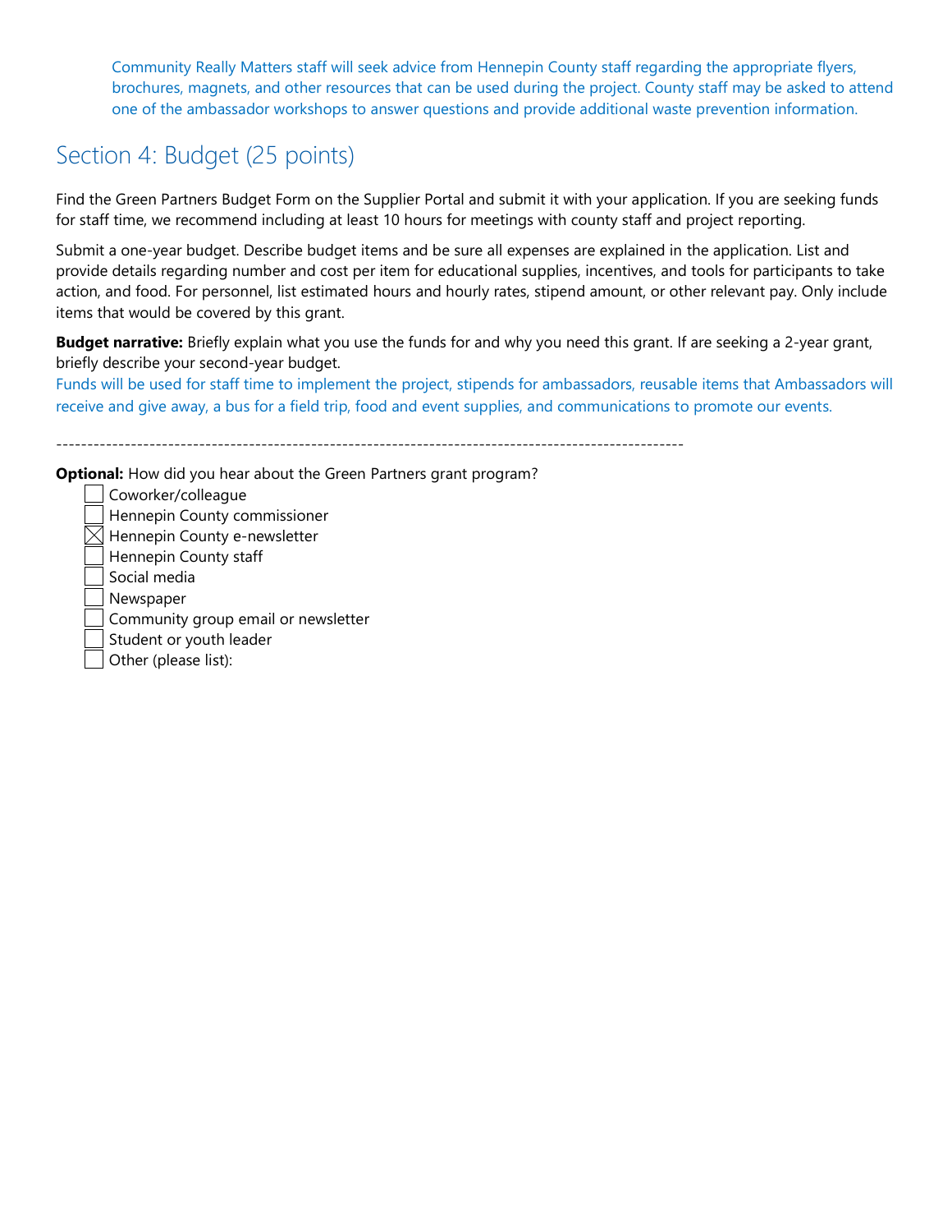Community Really Matters staff will seek advice from Hennepin County staff regarding the appropriate flyers, brochures, magnets, and other resources that can be used during the project. County staff may be asked to attend one of the ambassador workshops to answer questions and provide additional waste prevention information.

## Section 4: Budget (25 points)

Find the Green Partners Budget Form on the Supplier Portal and submit it with your application. If you are seeking funds for staff time, we recommend including at least 10 hours for meetings with county staff and project reporting.

Submit a one-year budget. Describe budget items and be sure all expenses are explained in the application. List and provide details regarding number and cost per item for educational supplies, incentives, and tools for participants to take action, and food. For personnel, list estimated hours and hourly rates, stipend amount, or other relevant pay. Only include items that would be covered by this grant.

**Budget narrative:** Briefly explain what you use the funds for and why you need this grant. If are seeking a 2-year grant, briefly describe your second-year budget.

Funds will be used for staff time to implement the project, stipends for ambassadors, reusable items that Ambassadors will receive and give away, a bus for a field trip, food and event supplies, and communications to promote our events.

---

**Optional:** How did you hear about the Green Partners grant program?

- ☐ Coworker/colleague
- ☐ Hennepin County commissioner
- ☒ Hennepin County e-newsletter
- ☐ Hennepin County staff
- ☐ Social media
- ☐ Newspaper
- ☐ Community group email or newsletter
- ☐ Student or youth leader
- ☐ Other (please list):